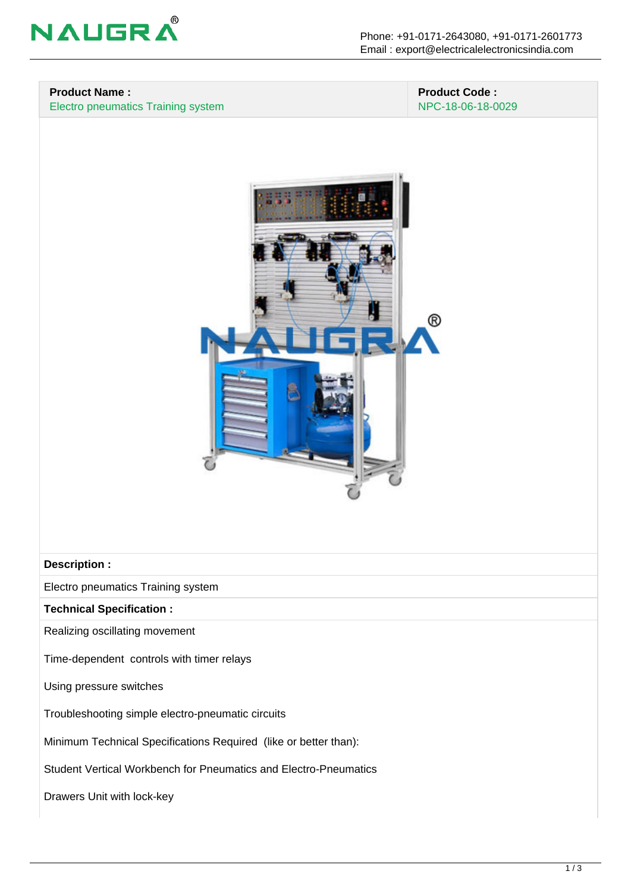| Product Name : | Product Code : |
| --- | --- |
| Electro pneumatics Training system | NPC-18-06-18-0029 |

**Description :**

Electro pneumatics Training system

**Technical Specification :**

Realizing oscillating movement

Time-dependent controls with timer relays

Using pressure switches

Troubleshooting simple electro-pneumatic circuits

Minimum Technical Specifications Required (like or better than):

Student Vertical Workbench for Pneumatics and Electro-Pneumatics

Drawers Unit with lock-key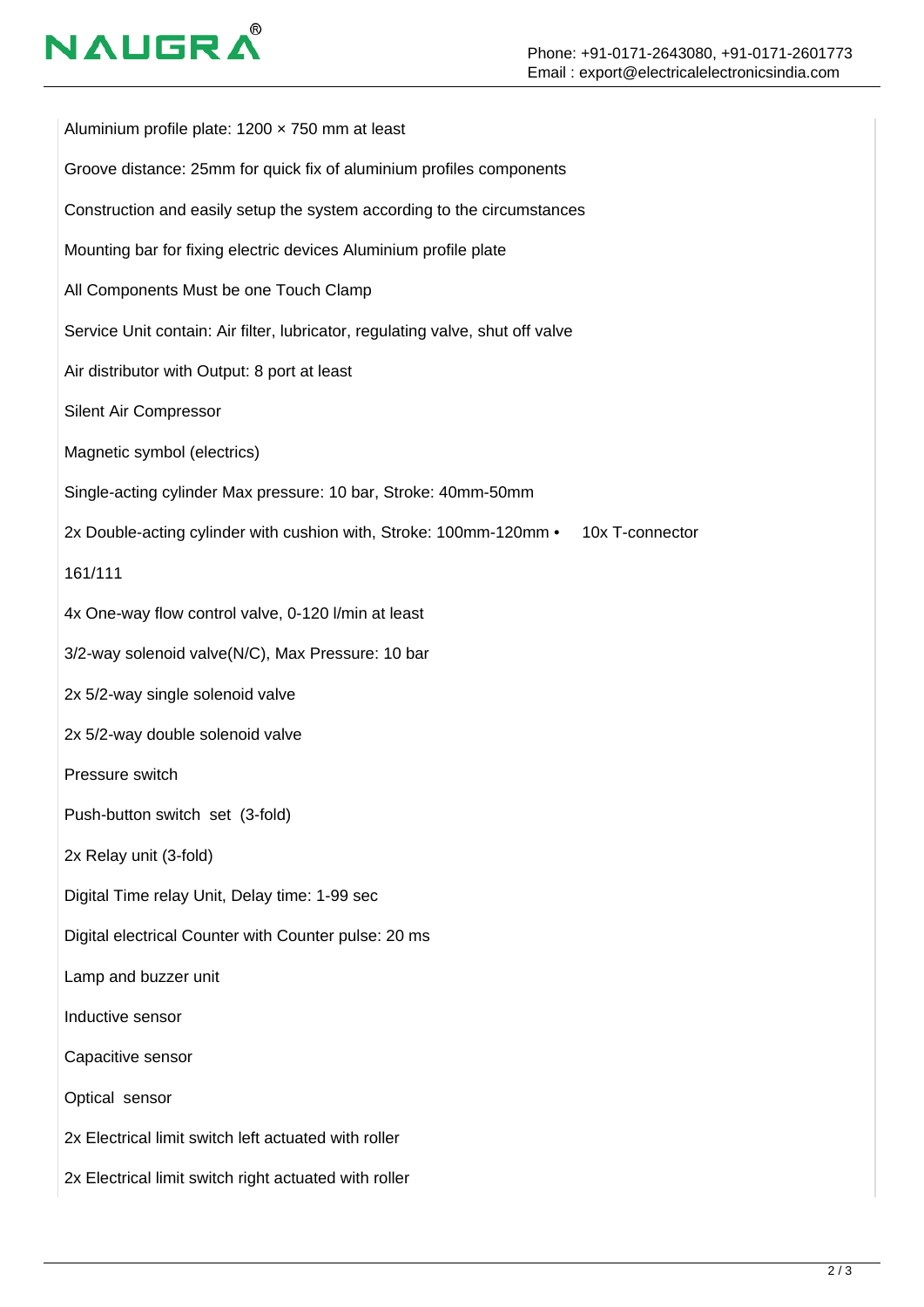Aluminium profile plate: 1200 × 750 mm at least

Groove distance: 25mm for quick fix of aluminium profiles components

Construction and easily setup the system according to the circumstances

Mounting bar for fixing electric devices Aluminium profile plate

All Components Must be one Touch Clamp

Service Unit contain: Air filter, lubricator, regulating valve, shut off valve

Air distributor with Output: 8 port at least

Silent Air Compressor

Magnetic symbol (electrics)

Single-acting cylinder Max pressure: 10 bar, Stroke: 40mm-50mm

2x Double-acting cylinder with cushion with, Stroke: 100mm-120mm •     10x T-connector

161/111

4x One-way flow control valve, 0-120 l/min at least

3/2-way solenoid valve(N/C), Max Pressure: 10 bar

2x 5/2-way single solenoid valve

2x 5/2-way double solenoid valve

Pressure switch

Push-button switch  set  (3-fold)

2x Relay unit (3-fold)

Digital Time relay Unit, Delay time: 1-99 sec

Digital electrical Counter with Counter pulse: 20 ms

Lamp and buzzer unit

Inductive sensor

Capacitive sensor

Optical  sensor

2x Electrical limit switch left actuated with roller

2x Electrical limit switch right actuated with roller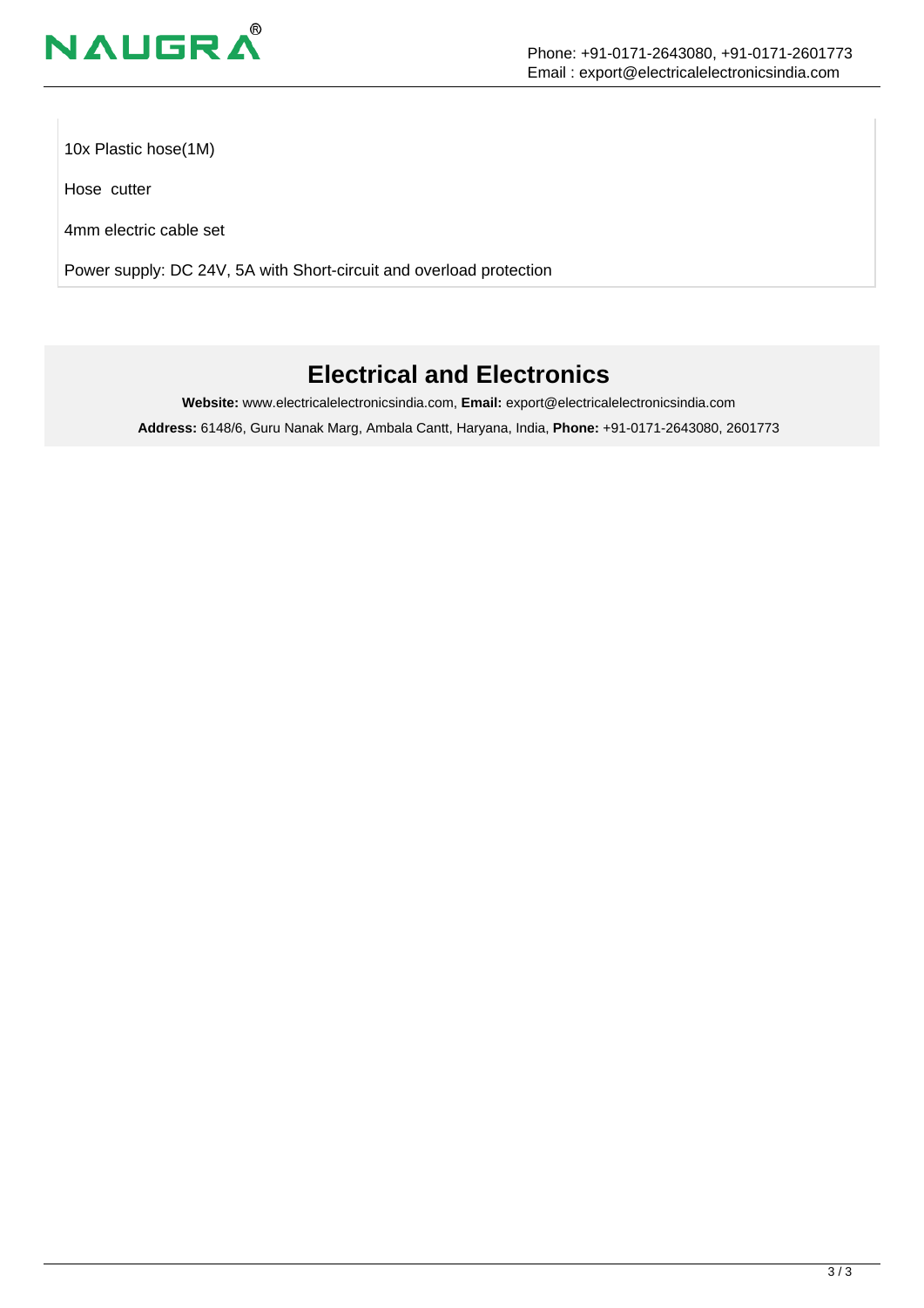10x Plastic hose(1M)

Hose  cutter

4mm electric cable set

Power supply: DC 24V, 5A with Short-circuit and overload protection

## Electrical and Electronics

**Website:** www.electricalelectronicsindia.com, **Email:** export@electricalelectronicsindia.com

**Address:** 6148/6, Guru Nanak Marg, Ambala Cantt, Haryana, India, **Phone:** +91-0171-2643080, 2601773